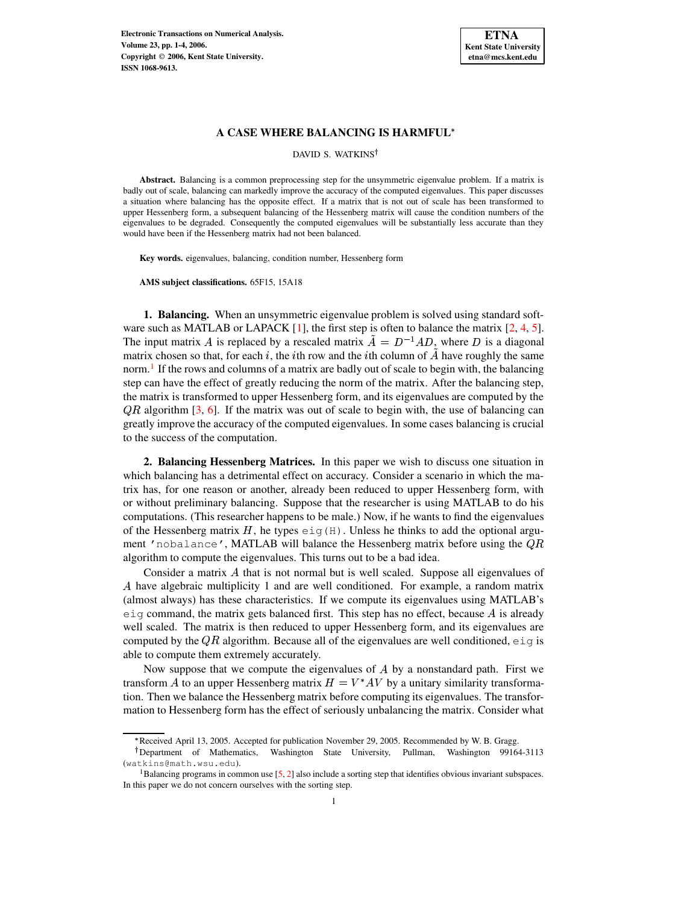# A CASE WHERE BALANCING IS HARMFUL*

DAVID S. WATKINS†

**Abstract.** Balancing is a common preprocessing step for the unsymmetric eigenvalue problem. If a matrix is badly out of scale, balancing can markedly improve the accuracy of the computed eigenvalues. This paper discusses a situation where balancing has the opposite effect. If a matrix that is not out of scale has been transformed to upper Hessenberg form, a subsequent balancing of the Hessenberg matrix will cause the condition numbers of the eigenvalues to be degraded. Consequently the computed eigenvalues will be substantially less accurate than they would have been if the Hessenberg matrix had not been balanced.

**Key words.** eigenvalues, balancing, condition number, Hessenberg form

**AMS subject classifications.** 65F15, 15A18

**1. Balancing.** When an unsymmetric eigenvalue problem is solved using standard software such as MATLAB or LAPACK [1], the first step is often to balance the matrix [2, 4, 5]. The input matrix $A$ is replaced by a rescaled matrix $\tilde{A} = D^{-1}AD$, where $D$ is a diagonal matrix chosen so that, for each $i$, the $i$th row and the $i$th column of $\tilde{A}$ have roughly the same norm.[1] If the rows and columns of a matrix are badly out of scale to begin with, the balancing step can have the effect of greatly reducing the norm of the matrix. After the balancing step, the matrix is transformed to upper Hessenberg form, and its eigenvalues are computed by the $QR$ algorithm [3, 6]. If the matrix was out of scale to begin with, the use of balancing can greatly improve the accuracy of the computed eigenvalues. In some cases balancing is crucial to the success of the computation.

**2. Balancing Hessenberg Matrices.** In this paper we wish to discuss one situation in which balancing has a detrimental effect on accuracy. Consider a scenario in which the matrix has, for one reason or another, already been reduced to upper Hessenberg form, with or without preliminary balancing. Suppose that the researcher is using MATLAB to do his computations. (This researcher happens to be male.) Now, if he wants to find the eigenvalues of the Hessenberg matrix $H$, he types `eig(H)`. Unless he thinks to add the optional argument `'nobalance'`, MATLAB will balance the Hessenberg matrix before using the $QR$ algorithm to compute the eigenvalues. This turns out to be a bad idea.

Consider a matrix $A$ that is not normal but is well scaled. Suppose all eigenvalues of $A$ have algebraic multiplicity 1 and are well conditioned. For example, a random matrix (almost always) has these characteristics. If we compute its eigenvalues using MATLAB's `eig` command, the matrix gets balanced first. This step has no effect, because $A$ is already well scaled. The matrix is then reduced to upper Hessenberg form, and its eigenvalues are computed by the $QR$ algorithm. Because all of the eigenvalues are well conditioned, `eig` is able to compute them extremely accurately.

Now suppose that we compute the eigenvalues of $A$ by a nonstandard path. First we transform $A$ to an upper Hessenberg matrix $H = V^*AV$ by a unitary similarity transformation. Then we balance the Hessenberg matrix before computing its eigenvalues. The transformation to Hessenberg form has the effect of seriously unbalancing the matrix. Consider what

---

*Received April 13, 2005. Accepted for publication November 29, 2005. Recommended by W. B. Gragg.

†Department of Mathematics, Washington State University, Pullman, Washington 99164-3113 (watkins@math.wsu.edu).

[1] Balancing programs in common use [5, 2] also include a sorting step that identifies obvious invariant subspaces. In this paper we do not concern ourselves with the sorting step.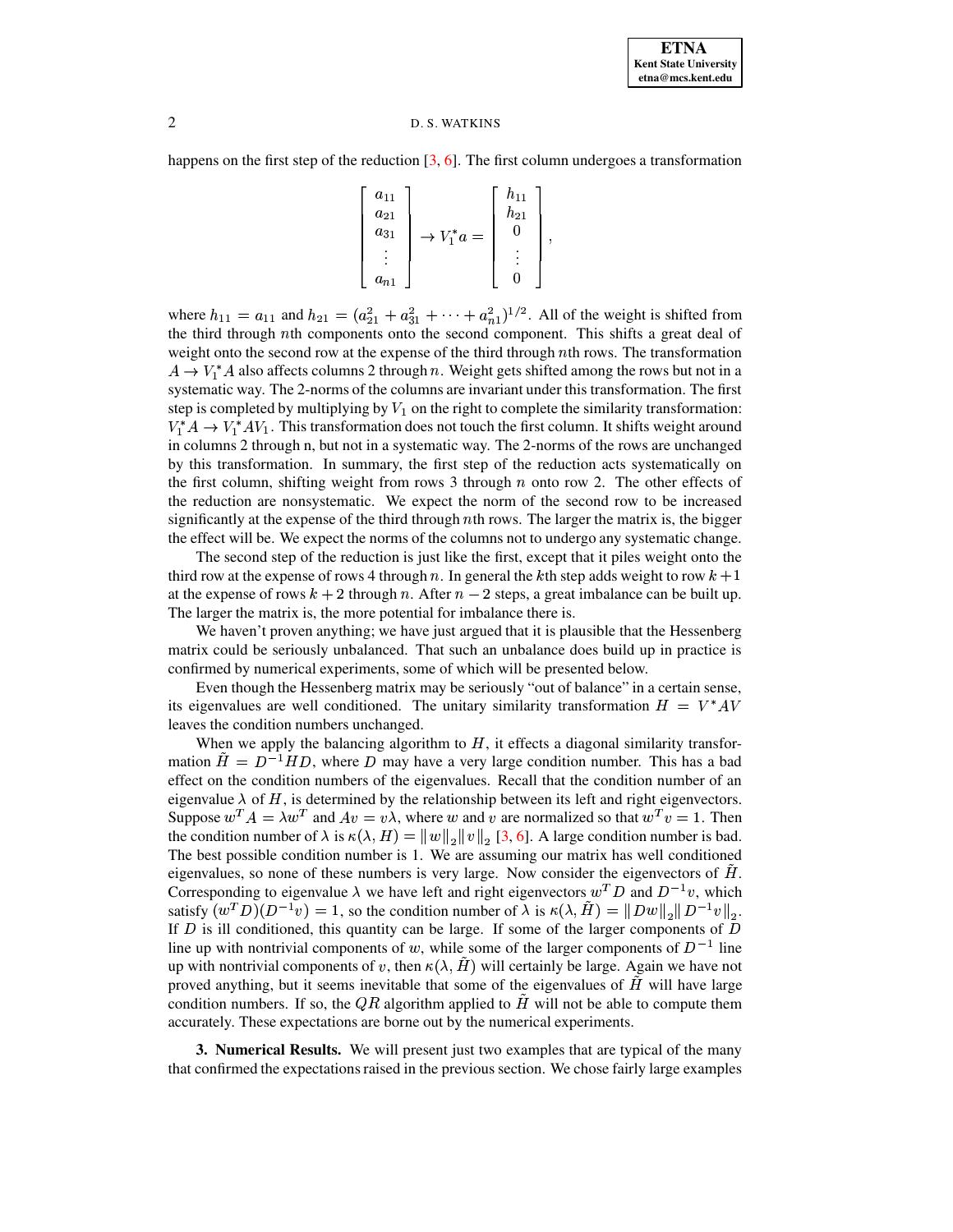happens on the first step of the reduction [3, 6]. The first column undergoes a transformation

$$
\begin{bmatrix} a_{11} \\ a_{21} \\ a_{31} \\ \vdots \\ a_{n1} \end{bmatrix} \rightarrow V_1^* a = \begin{bmatrix} h_{11} \\ h_{21} \\ 0 \\ \vdots \\ 0 \end{bmatrix},
$$

where $h_{11} = a_{11}$ and $h_{21} = (a_{21}^2 + a_{31}^2 + \cdots + a_{n1}^2)^{1/2}$. All of the weight is shifted from the third through $n$th components onto the second component. This shifts a great deal of weight onto the second row at the expense of the third through $n$th rows. The transformation $A \rightarrow V_1^* A$ also affects columns 2 through $n$. Weight gets shifted among the rows but not in a systematic way. The 2-norms of the columns are invariant under this transformation. The first step is completed by multiplying by $V_1$ on the right to complete the similarity transformation: $V_1^* A \rightarrow V_1^* A V_1$. This transformation does not touch the first column. It shifts weight around in columns 2 through n, but not in a systematic way. The 2-norms of the rows are unchanged by this transformation. In summary, the first step of the reduction acts systematically on the first column, shifting weight from rows 3 through $n$ onto row 2. The other effects of the reduction are nonsystematic. We expect the norm of the second row to be increased significantly at the expense of the third through $n$th rows. The larger the matrix is, the bigger the effect will be. We expect the norms of the columns not to undergo any systematic change.

The second step of the reduction is just like the first, except that it piles weight onto the third row at the expense of rows 4 through $n$. In general the $k$th step adds weight to row $k+1$ at the expense of rows $k+2$ through $n$. After $n-2$ steps, a great imbalance can be built up. The larger the matrix is, the more potential for imbalance there is.

We haven't proven anything; we have just argued that it is plausible that the Hessenberg matrix could be seriously unbalanced. That such an unbalance does build up in practice is confirmed by numerical experiments, some of which will be presented below.

Even though the Hessenberg matrix may be seriously "out of balance" in a certain sense, its eigenvalues are well conditioned. The unitary similarity transformation $H = V^* A V$ leaves the condition numbers unchanged.

When we apply the balancing algorithm to $H$, it effects a diagonal similarity transformation $\tilde{H} = D^{-1} H D$, where $D$ may have a very large condition number. This has a bad effect on the condition numbers of the eigenvalues. Recall that the condition number of an eigenvalue $\lambda$ of $H$, is determined by the relationship between its left and right eigenvectors. Suppose $w^T A = \lambda w^T$ and $Av = v\lambda$, where $w$ and $v$ are normalized so that $w^T v = 1$. Then the condition number of $\lambda$ is $\kappa(\lambda, H) = \|w\|_2 \|v\|_2$ [3, 6]. A large condition number is bad. The best possible condition number is 1. We are assuming our matrix has well conditioned eigenvalues, so none of these numbers is very large. Now consider the eigenvectors of $\tilde{H}$. Corresponding to eigenvalue $\lambda$ we have left and right eigenvectors $w^T D$ and $D^{-1} v$, which satisfy $(w^T D)(D^{-1} v) = 1$, so the condition number of $\lambda$ is $\kappa(\lambda, \tilde{H}) = \|Dw\|_2 \|D^{-1} v\|_2$. If $D$ is ill conditioned, this quantity can be large. If some of the larger components of $D$ line up with nontrivial components of $w$, while some of the larger components of $D^{-1}$ line up with nontrivial components of $v$, then $\kappa(\lambda, \tilde{H})$ will certainly be large. Again we have not proved anything, but it seems inevitable that some of the eigenvalues of $\tilde{H}$ will have large condition numbers. If so, the $QR$ algorithm applied to $\tilde{H}$ will not be able to compute them accurately. These expectations are borne out by the numerical experiments.

**3. Numerical Results.** We will present just two examples that are typical of the many that confirmed the expectations raised in the previous section. We chose fairly large examples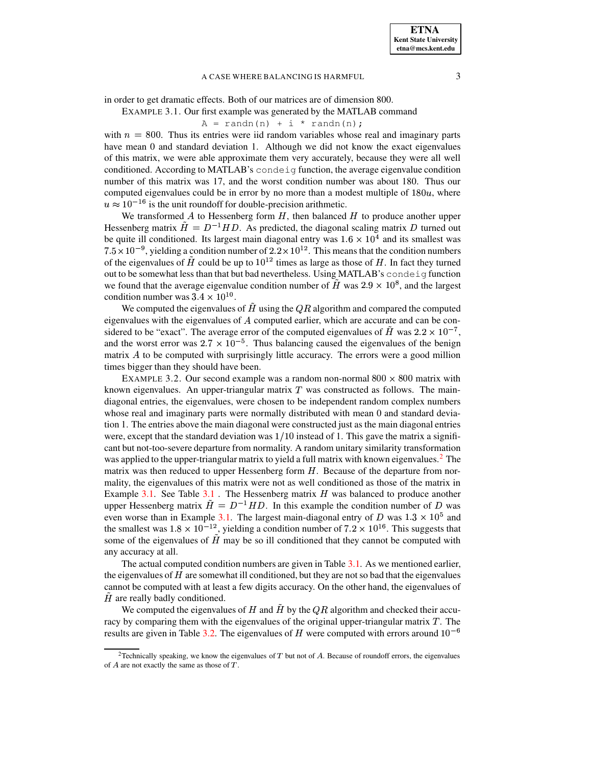in order to get dramatic effects. Both of our matrices are of dimension 800.

EXAMPLE 3.1. Our first example was generated by the MATLAB command

```
A = randn(n) + i * randn(n);
```

with $n = 800$. Thus its entries were iid random variables whose real and imaginary parts have mean 0 and standard deviation 1. Although we did not know the exact eigenvalues of this matrix, we were able approximate them very accurately, because they were all well conditioned. According to MATLAB's `condeig` function, the average eigenvalue condition number of this matrix was 17, and the worst condition number was about 180. Thus our computed eigenvalues could be in error by no more than a modest multiple of $180u$, where $u \approx 10^{-16}$ is the unit roundoff for double-precision arithmetic.

We transformed $A$ to Hessenberg form $H$, then balanced $H$ to produce another upper Hessenberg matrix $\tilde{H} = D^{-1}HD$. As predicted, the diagonal scaling matrix $D$ turned out be quite ill conditioned. Its largest main diagonal entry was $1.6 \times 10^4$ and its smallest was $7.5 \times 10^{-9}$, yielding a condition number of $2.2 \times 10^{12}$. This means that the condition numbers of the eigenvalues of $\tilde{H}$ could be up to $10^{12}$ times as large as those of $H$. In fact they turned out to be somewhat less than that but bad nevertheless. Using MATLAB's `condeig` function we found that the average eigenvalue condition number of $\tilde{H}$ was $2.9 \times 10^8$, and the largest condition number was $3.4 \times 10^{10}$.

We computed the eigenvalues of $\tilde{H}$ using the $QR$ algorithm and compared the computed eigenvalues with the eigenvalues of $A$ computed earlier, which are accurate and can be considered to be "exact". The average error of the computed eigenvalues of $\tilde{H}$ was $2.2 \times 10^{-7}$, and the worst error was $2.7 \times 10^{-5}$. Thus balancing caused the eigenvalues of the benign matrix $A$ to be computed with surprisingly little accuracy. The errors were a good million times bigger than they should have been.

EXAMPLE 3.2. Our second example was a random non-normal $800 \times 800$ matrix with known eigenvalues. An upper-triangular matrix $T$ was constructed as follows. The main-diagonal entries, the eigenvalues, were chosen to be independent random complex numbers whose real and imaginary parts were normally distributed with mean 0 and standard deviation 1. The entries above the main diagonal were constructed just as the main diagonal entries were, except that the standard deviation was $1/10$ instead of 1. This gave the matrix a significant but not-too-severe departure from normality. A random unitary similarity transformation was applied to the upper-triangular matrix to yield a full matrix with known eigenvalues.[2] The matrix was then reduced to upper Hessenberg form $H$. Because of the departure from normality, the eigenvalues of this matrix were not as well conditioned as those of the matrix in Example 3.1. See Table 3.1 . The Hessenberg matrix $H$ was balanced to produce another upper Hessenberg matrix $\tilde{H} = D^{-1}HD$. In this example the condition number of $D$ was even worse than in Example 3.1. The largest main-diagonal entry of $D$ was $1.3 \times 10^5$ and the smallest was $1.8 \times 10^{-12}$, yielding a condition number of $7.2 \times 10^{16}$. This suggests that some of the eigenvalues of $\tilde{H}$ may be so ill conditioned that they cannot be computed with any accuracy at all.

The actual computed condition numbers are given in Table 3.1. As we mentioned earlier, the eigenvalues of $H$ are somewhat ill conditioned, but they are not so bad that the eigenvalues cannot be computed with at least a few digits accuracy. On the other hand, the eigenvalues of $\tilde{H}$ are really badly conditioned.

We computed the eigenvalues of $H$ and $\tilde{H}$ by the $QR$ algorithm and checked their accuracy by comparing them with the eigenvalues of the original upper-triangular matrix $T$. The results are given in Table 3.2. The eigenvalues of $H$ were computed with errors around $10^{-6}$

[2] Technically speaking, we know the eigenvalues of $T$ but not of $A$. Because of roundoff errors, the eigenvalues of $A$ are not exactly the same as those of $T$.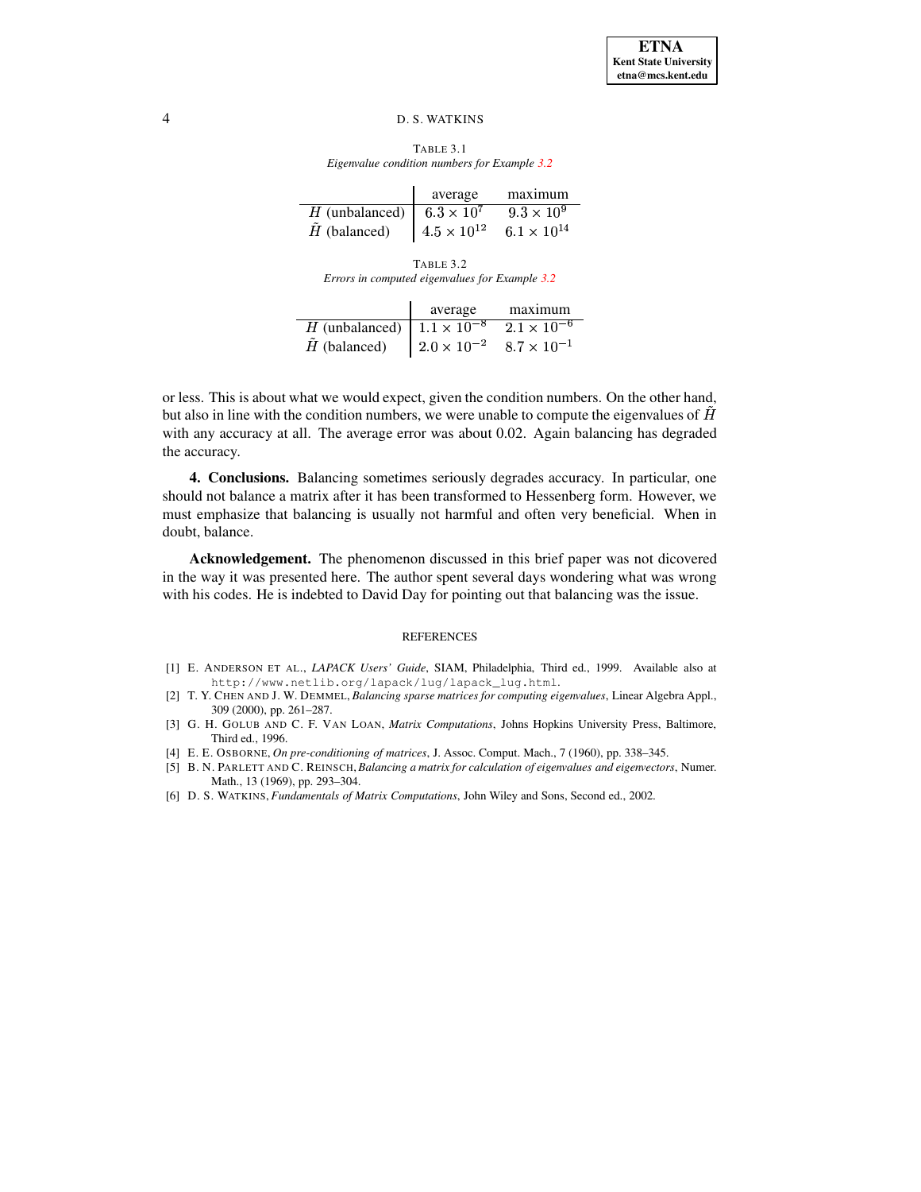TABLE 3.1
*Eigenvalue condition numbers for Example 3.2*

| | average | maximum |
|---|---|---|
| $H$ (unbalanced) | $6.3 \times 10^7$ | $9.3 \times 10^9$ |
| $\tilde{H}$ (balanced) | $4.5 \times 10^{12}$ | $6.1 \times 10^{14}$ |

TABLE 3.2
*Errors in computed eigenvalues for Example 3.2*

| | average | maximum |
|---|---|---|
| $H$ (unbalanced) | $1.1 \times 10^{-8}$ | $2.1 \times 10^{-6}$ |
| $\tilde{H}$ (balanced) | $2.0 \times 10^{-2}$ | $8.7 \times 10^{-1}$ |

or less. This is about what we would expect, given the condition numbers. On the other hand, but also in line with the condition numbers, we were unable to compute the eigenvalues of $\tilde{H}$ with any accuracy at all. The average error was about 0.02. Again balancing has degraded the accuracy.

**4. Conclusions.** Balancing sometimes seriously degrades accuracy. In particular, one should not balance a matrix after it has been transformed to Hessenberg form. However, we must emphasize that balancing is usually not harmful and often very beneficial. When in doubt, balance.

**Acknowledgement.** The phenomenon discussed in this brief paper was not dicovered in the way it was presented here. The author spent several days wondering what was wrong with his codes. He is indebted to David Day for pointing out that balancing was the issue.

## REFERENCES

[1] E. ANDERSON ET AL., *LAPACK Users' Guide*, SIAM, Philadelphia, Third ed., 1999. Available also at http://www.netlib.org/lapack/lug/lapack_lug.html.

[2] T. Y. CHEN AND J. W. DEMMEL, *Balancing sparse matrices for computing eigenvalues*, Linear Algebra Appl., 309 (2000), pp. 261–287.

[3] G. H. GOLUB AND C. F. VAN LOAN, *Matrix Computations*, Johns Hopkins University Press, Baltimore, Third ed., 1996.

[4] E. E. OSBORNE, *On pre-conditioning of matrices*, J. Assoc. Comput. Mach., 7 (1960), pp. 338–345.

[5] B. N. PARLETT AND C. REINSCH, *Balancing a matrix for calculation of eigenvalues and eigenvectors*, Numer. Math., 13 (1969), pp. 293–304.

[6] D. S. WATKINS, *Fundamentals of Matrix Computations*, John Wiley and Sons, Second ed., 2002.